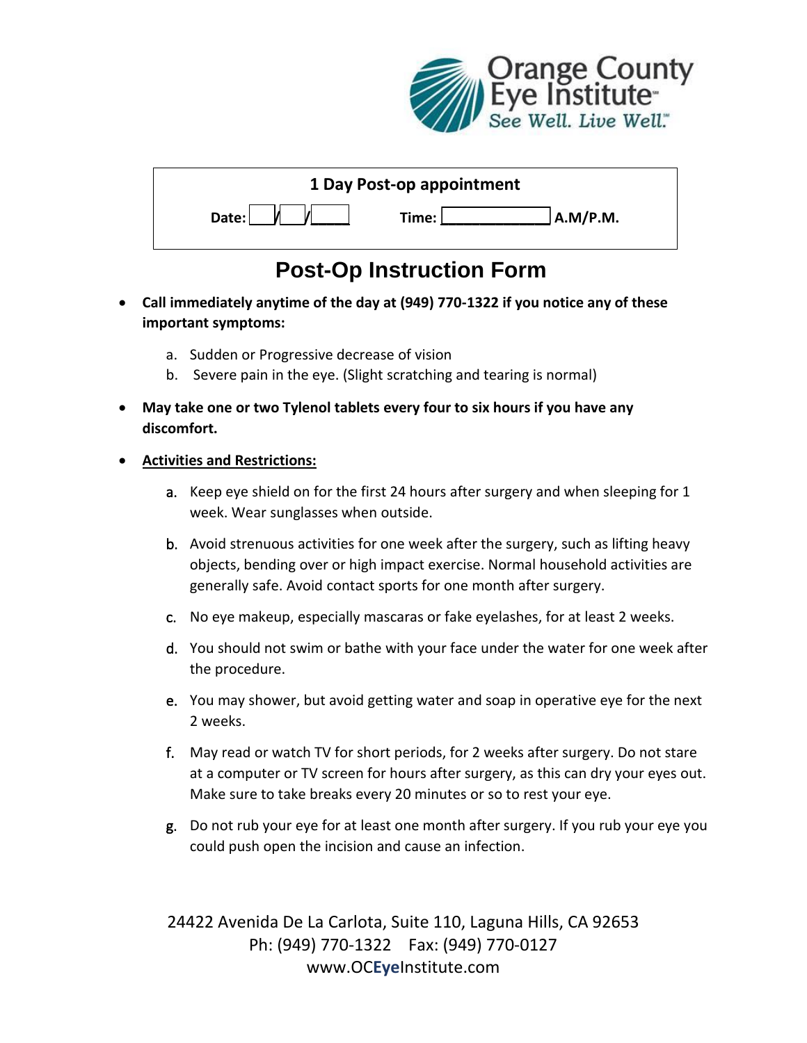Orange County Eye Institute
See Well. Live Well.

**1 Day Post-op appointment**

**Date:** ___/___/_____ **Time:** ____________ **A.M/P.M.**

# Post-Op Instruction Form

- **Call immediately anytime of the day at (949) 770-1322 if you notice any of these important symptoms:**
  a. Sudden or Progressive decrease of vision
  b. Severe pain in the eye. (Slight scratching and tearing is normal)
- **May take one or two Tylenol tablets every four to six hours if you have any discomfort.**
- **Activities and Restrictions:**
  a. Keep eye shield on for the first 24 hours after surgery and when sleeping for 1 week. Wear sunglasses when outside.
  b. Avoid strenuous activities for one week after the surgery, such as lifting heavy objects, bending over or high impact exercise. Normal household activities are generally safe. Avoid contact sports for one month after surgery.
  c. No eye makeup, especially mascaras or fake eyelashes, for at least 2 weeks.
  d. You should not swim or bathe with your face under the water for one week after the procedure.
  e. You may shower, but avoid getting water and soap in operative eye for the next 2 weeks.
  f. May read or watch TV for short periods, for 2 weeks after surgery. Do not stare at a computer or TV screen for hours after surgery, as this can dry your eyes out. Make sure to take breaks every 20 minutes or so to rest your eye.
  g. Do not rub your eye for at least one month after surgery. If you rub your eye you could push open the incision and cause an infection.

24422 Avenida De La Carlota, Suite 110, Laguna Hills, CA 92653
Ph: (949) 770-1322 Fax: (949) 770-0127
www.OCEyeInstitute.com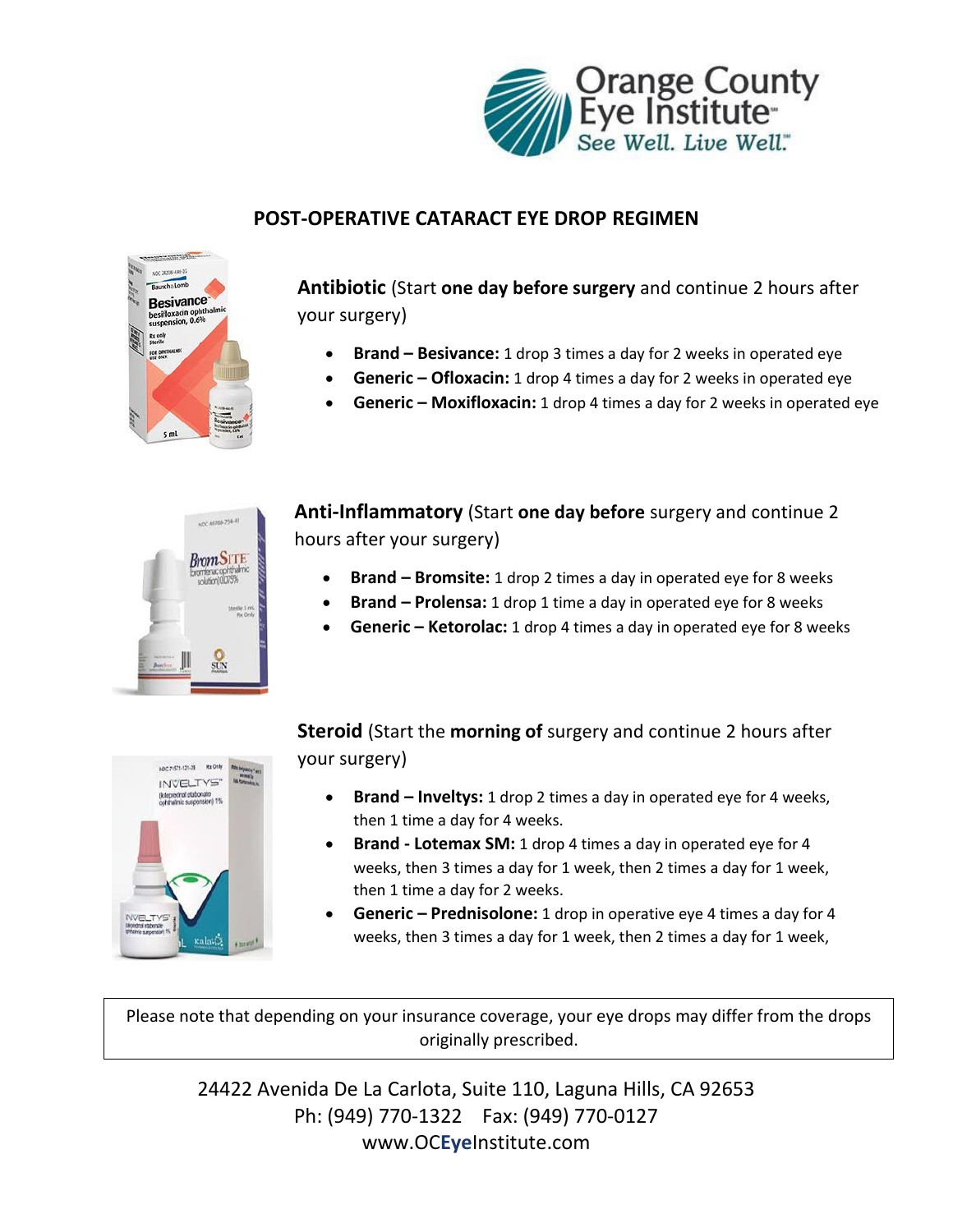Orange County Eye Institute
See Well. Live Well.

## POST-OPERATIVE CATARACT EYE DROP REGIMEN

**Antibiotic** (Start **one day before surgery** and continue 2 hours after your surgery)

- **Brand – Besivance:** 1 drop 3 times a day for 2 weeks in operated eye
- **Generic – Ofloxacin:** 1 drop 4 times a day for 2 weeks in operated eye
- **Generic – Moxifloxacin:** 1 drop 4 times a day for 2 weeks in operated eye

**Anti-Inflammatory** (Start **one day before** surgery and continue 2 hours after your surgery)

- **Brand – Bromsite:** 1 drop 2 times a day in operated eye for 8 weeks
- **Brand – Prolensa:** 1 drop 1 time a day in operated eye for 8 weeks
- **Generic – Ketorolac:** 1 drop 4 times a day in operated eye for 8 weeks

**Steroid** (Start the **morning of** surgery and continue 2 hours after your surgery)

- **Brand – Inveltys:** 1 drop 2 times a day in operated eye for 4 weeks, then 1 time a day for 4 weeks.
- **Brand - Lotemax SM:** 1 drop 4 times a day in operated eye for 4 weeks, then 3 times a day for 1 week, then 2 times a day for 1 week, then 1 time a day for 2 weeks.
- **Generic – Prednisolone:** 1 drop in operative eye 4 times a day for 4 weeks, then 3 times a day for 1 week, then 2 times a day for 1 week,

Please note that depending on your insurance coverage, your eye drops may differ from the drops originally prescribed.

24422 Avenida De La Carlota, Suite 110, Laguna Hills, CA 92653
Ph: (949) 770-1322 Fax: (949) 770-0127
www.OCEyeInstitute.com